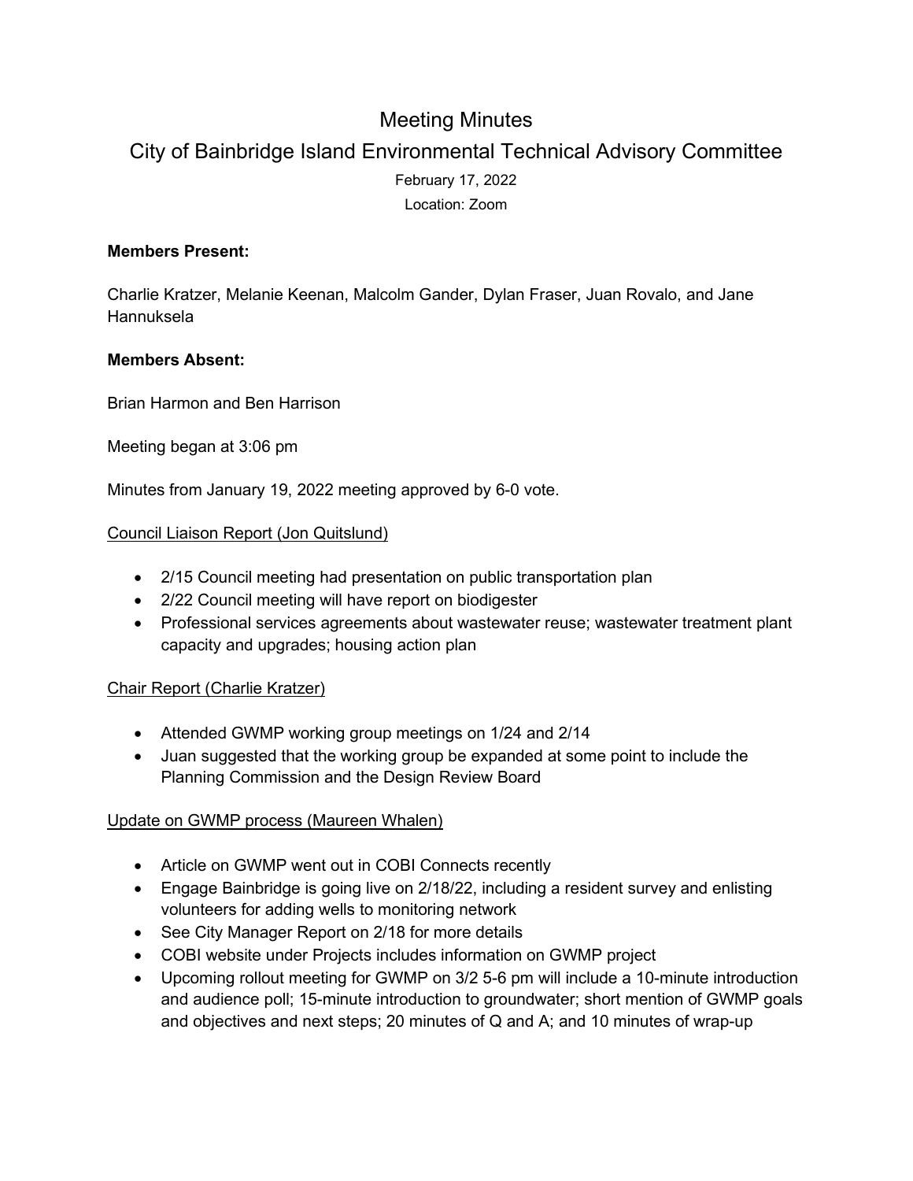# Meeting Minutes

## City of Bainbridge Island Environmental Technical Advisory Committee

February 17, 2022

Location: Zoom

**Members Present:**

Charlie Kratzer, Melanie Keenan, Malcolm Gander, Dylan Fraser, Juan Rovalo, and Jane Hannuksela

**Members Absent:**

Brian Harmon and Ben Harrison

Meeting began at 3:06 pm

Minutes from January 19, 2022 meeting approved by 6-0 vote.

Council Liaison Report (Jon Quitslund)

- 2/15 Council meeting had presentation on public transportation plan
- 2/22 Council meeting will have report on biodigester
- Professional services agreements about wastewater reuse; wastewater treatment plant capacity and upgrades; housing action plan

Chair Report (Charlie Kratzer)

- Attended GWMP working group meetings on 1/24 and 2/14
- Juan suggested that the working group be expanded at some point to include the Planning Commission and the Design Review Board

Update on GWMP process (Maureen Whalen)

- Article on GWMP went out in COBI Connects recently
- Engage Bainbridge is going live on 2/18/22, including a resident survey and enlisting volunteers for adding wells to monitoring network
- See City Manager Report on 2/18 for more details
- COBI website under Projects includes information on GWMP project
- Upcoming rollout meeting for GWMP on 3/2 5-6 pm will include a 10-minute introduction and audience poll; 15-minute introduction to groundwater; short mention of GWMP goals and objectives and next steps; 20 minutes of Q and A; and 10 minutes of wrap-up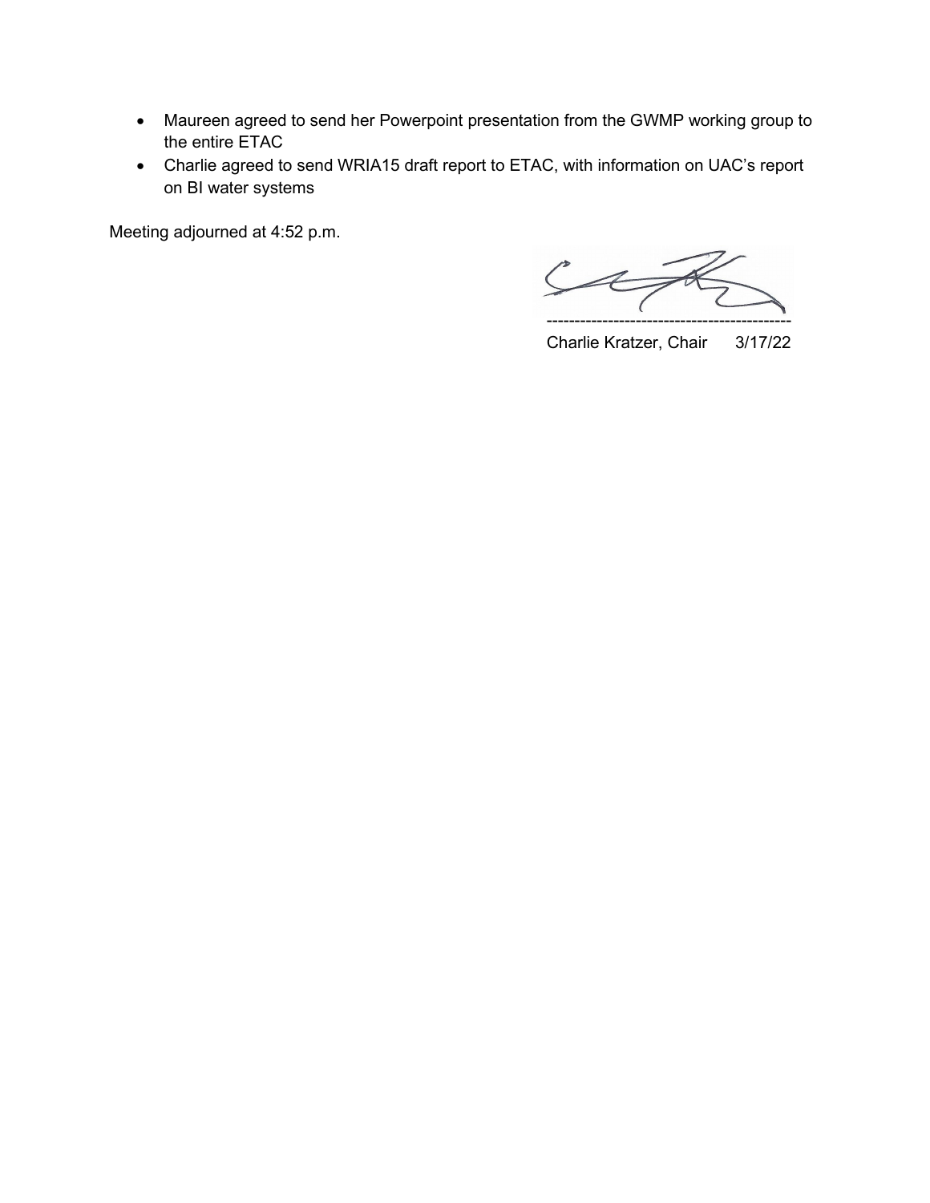- Maureen agreed to send her Powerpoint presentation from the GWMP working group to the entire ETAC
- Charlie agreed to send WRIA15 draft report to ETAC, with information on UAC's report on BI water systems

Meeting adjourned at 4:52 p.m.

--------------------------------------------

Charlie Kratzer, Chair 3/17/22